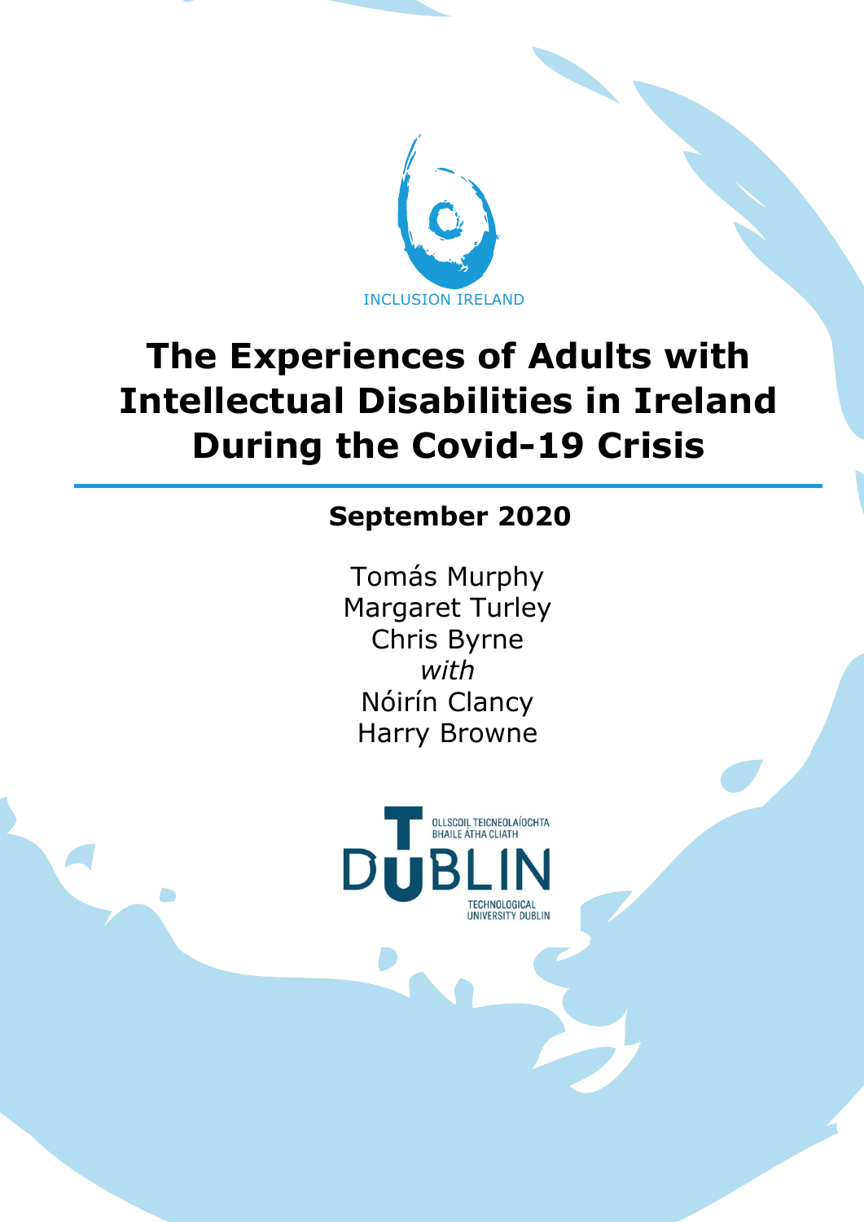INCLUSION IRELAND

# The Experiences of Adults with Intellectual Disabilities in Ireland During the Covid-19 Crisis

**September 2020**

Tomás Murphy
Margaret Turley
Chris Byrne
*with*
Nóirín Clancy
Harry Browne

OLLSCOIL TEICNEOLAÍOCHTA BHAILE ÁTHA CLIATH
TU DUBLIN
TECHNOLOGICAL UNIVERSITY DUBLIN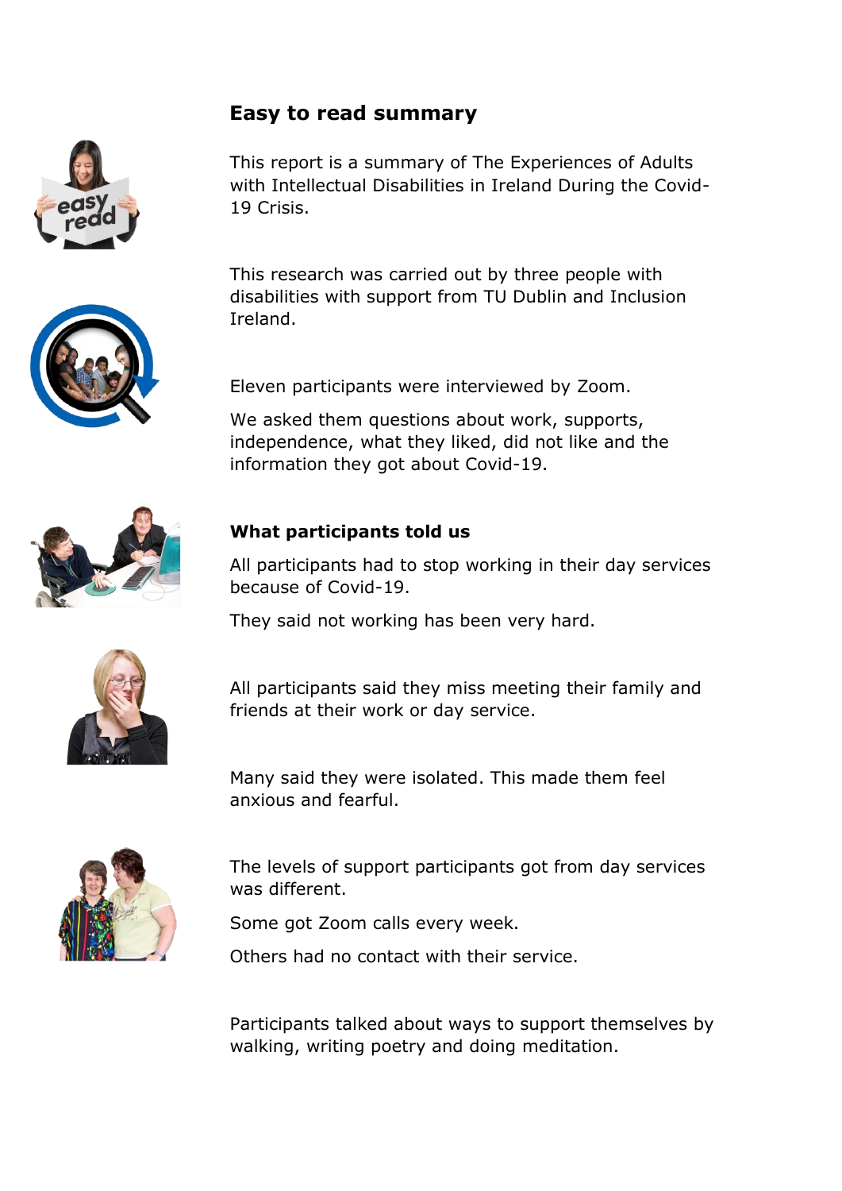## Easy to read summary

This report is a summary of The Experiences of Adults with Intellectual Disabilities in Ireland During the Covid-19 Crisis.

This research was carried out by three people with disabilities with support from TU Dublin and Inclusion Ireland.

Eleven participants were interviewed by Zoom.

We asked them questions about work, supports, independence, what they liked, did not like and the information they got about Covid-19.

### What participants told us

All participants had to stop working in their day services because of Covid-19.

They said not working has been very hard.

All participants said they miss meeting their family and friends at their work or day service.

Many said they were isolated. This made them feel anxious and fearful.

The levels of support participants got from day services was different.

Some got Zoom calls every week.

Others had no contact with their service.

Participants talked about ways to support themselves by walking, writing poetry and doing meditation.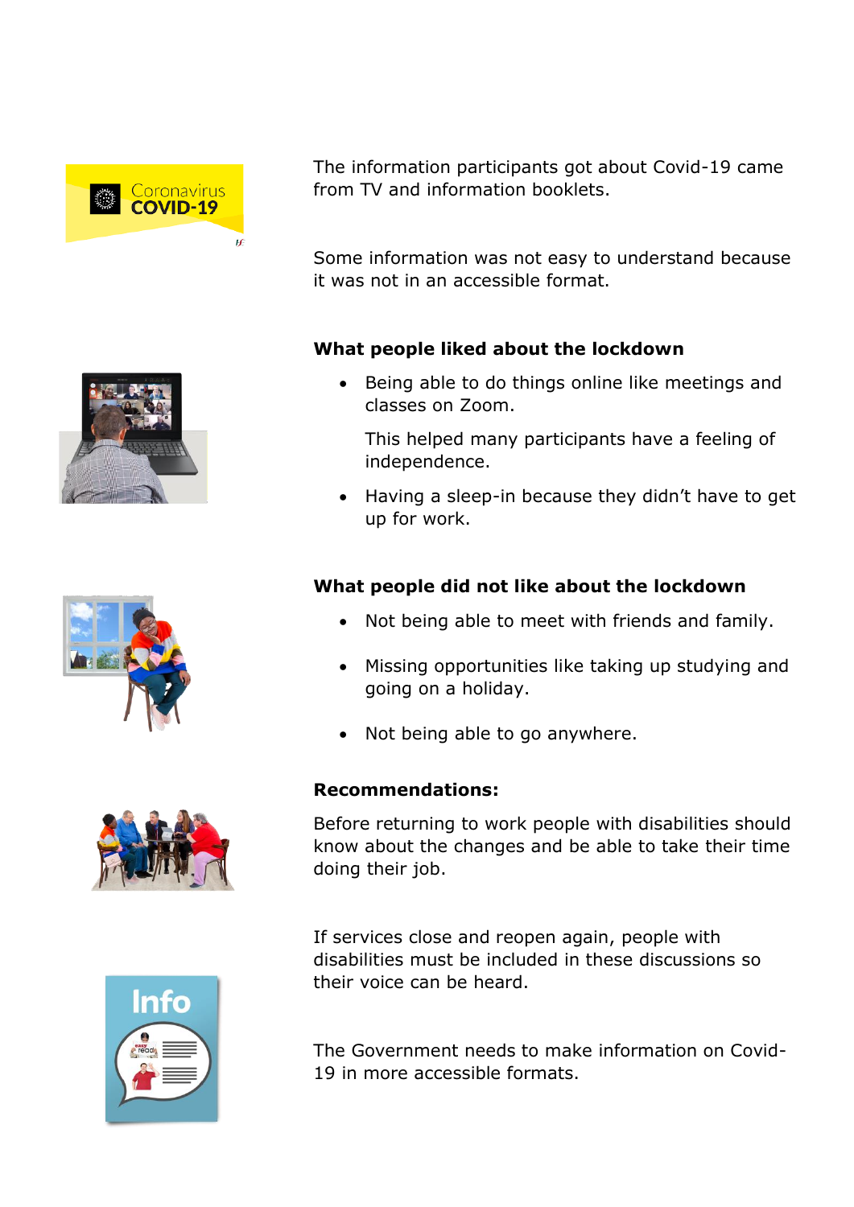The information participants got about Covid-19 came from TV and information booklets.

Some information was not easy to understand because it was not in an accessible format.

**What people liked about the lockdown**

- Being able to do things online like meetings and classes on Zoom.

  This helped many participants have a feeling of independence.

- Having a sleep-in because they didn't have to get up for work.

**What people did not like about the lockdown**

- Not being able to meet with friends and family.
- Missing opportunities like taking up studying and going on a holiday.
- Not being able to go anywhere.

**Recommendations:**

Before returning to work people with disabilities should know about the changes and be able to take their time doing their job.

If services close and reopen again, people with disabilities must be included in these discussions so their voice can be heard.

The Government needs to make information on Covid-19 in more accessible formats.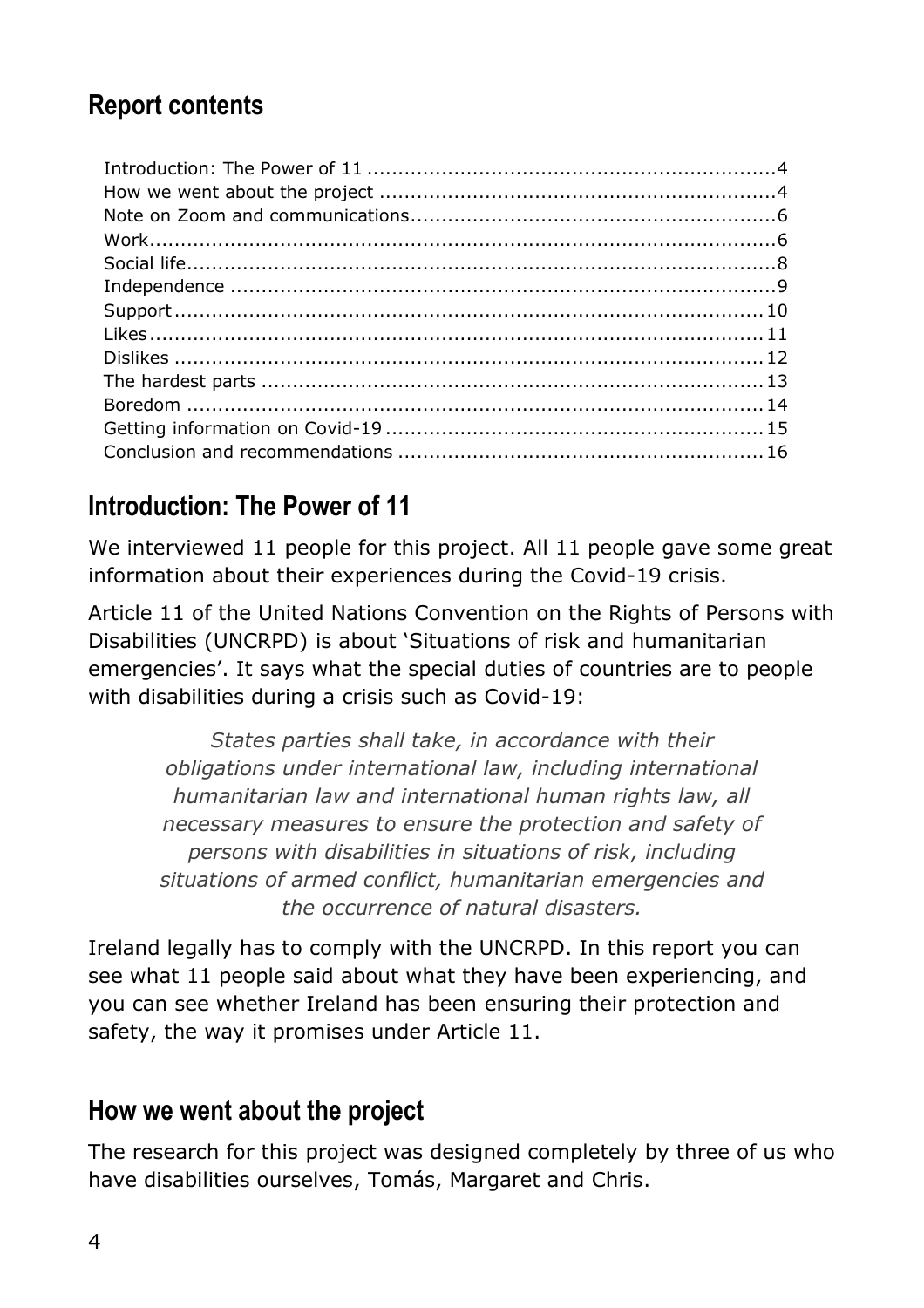## Report contents

| | |
|---|---|
| Introduction: The Power of 11 | 4 |
| How we went about the project | 4 |
| Note on Zoom and communications | 6 |
| Work | 6 |
| Social life | 8 |
| Independence | 9 |
| Support | 10 |
| Likes | 11 |
| Dislikes | 12 |
| The hardest parts | 13 |
| Boredom | 14 |
| Getting information on Covid-19 | 15 |
| Conclusion and recommendations | 16 |

## Introduction: The Power of 11

We interviewed 11 people for this project. All 11 people gave some great information about their experiences during the Covid-19 crisis.

Article 11 of the United Nations Convention on the Rights of Persons with Disabilities (UNCRPD) is about 'Situations of risk and humanitarian emergencies'. It says what the special duties of countries are to people with disabilities during a crisis such as Covid-19:

> *States parties shall take, in accordance with their obligations under international law, including international humanitarian law and international human rights law, all necessary measures to ensure the protection and safety of persons with disabilities in situations of risk, including situations of armed conflict, humanitarian emergencies and the occurrence of natural disasters.*

Ireland legally has to comply with the UNCRPD. In this report you can see what 11 people said about what they have been experiencing, and you can see whether Ireland has been ensuring their protection and safety, the way it promises under Article 11.

## How we went about the project

The research for this project was designed completely by three of us who have disabilities ourselves, Tomás, Margaret and Chris.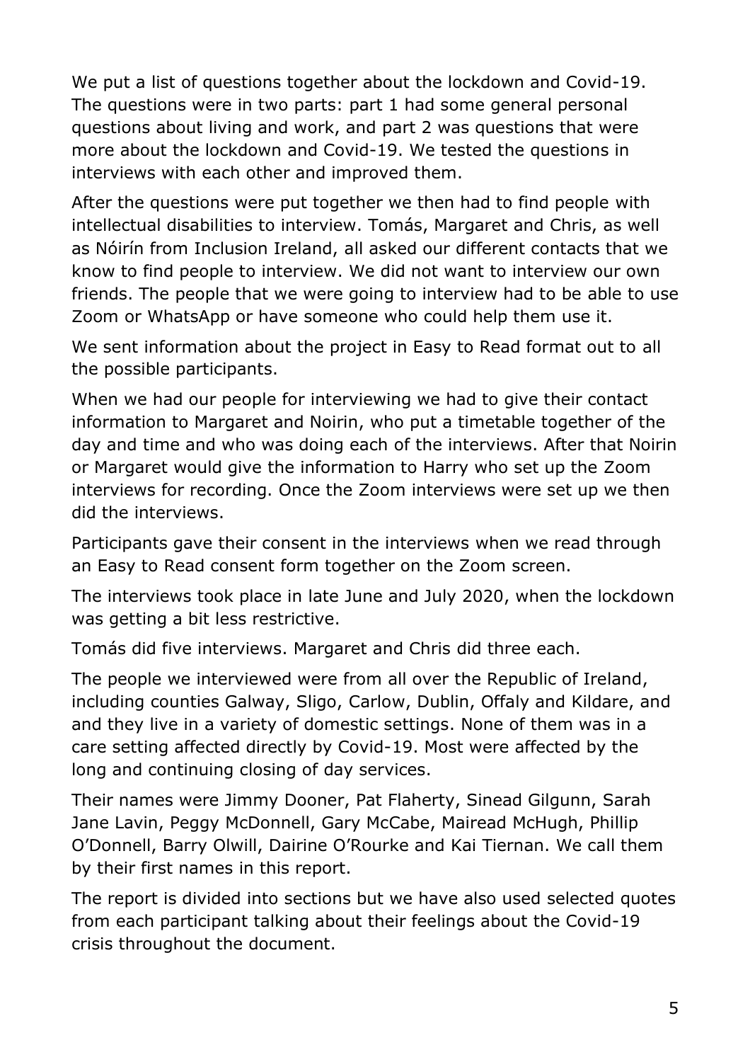We put a list of questions together about the lockdown and Covid-19. The questions were in two parts: part 1 had some general personal questions about living and work, and part 2 was questions that were more about the lockdown and Covid-19. We tested the questions in interviews with each other and improved them.

After the questions were put together we then had to find people with intellectual disabilities to interview. Tomás, Margaret and Chris, as well as Nóirín from Inclusion Ireland, all asked our different contacts that we know to find people to interview. We did not want to interview our own friends. The people that we were going to interview had to be able to use Zoom or WhatsApp or have someone who could help them use it.

We sent information about the project in Easy to Read format out to all the possible participants.

When we had our people for interviewing we had to give their contact information to Margaret and Noirin, who put a timetable together of the day and time and who was doing each of the interviews. After that Noirin or Margaret would give the information to Harry who set up the Zoom interviews for recording. Once the Zoom interviews were set up we then did the interviews.

Participants gave their consent in the interviews when we read through an Easy to Read consent form together on the Zoom screen.

The interviews took place in late June and July 2020, when the lockdown was getting a bit less restrictive.

Tomás did five interviews. Margaret and Chris did three each.

The people we interviewed were from all over the Republic of Ireland, including counties Galway, Sligo, Carlow, Dublin, Offaly and Kildare, and and they live in a variety of domestic settings. None of them was in a care setting affected directly by Covid-19. Most were affected by the long and continuing closing of day services.

Their names were Jimmy Dooner, Pat Flaherty, Sinead Gilgunn, Sarah Jane Lavin, Peggy McDonnell, Gary McCabe, Mairead McHugh, Phillip O'Donnell, Barry Olwill, Dairine O'Rourke and Kai Tiernan. We call them by their first names in this report.

The report is divided into sections but we have also used selected quotes from each participant talking about their feelings about the Covid-19 crisis throughout the document.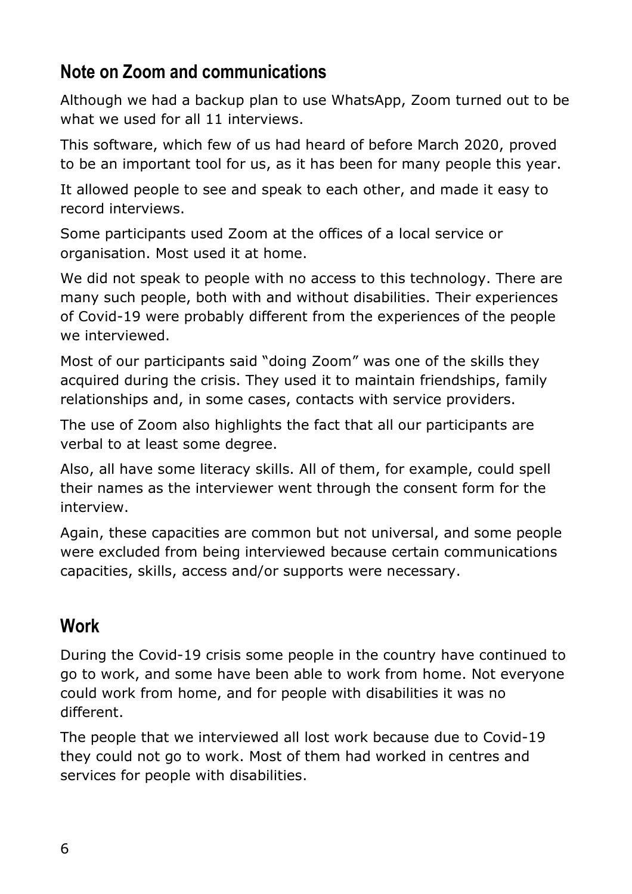## Note on Zoom and communications

Although we had a backup plan to use WhatsApp, Zoom turned out to be what we used for all 11 interviews.

This software, which few of us had heard of before March 2020, proved to be an important tool for us, as it has been for many people this year.

It allowed people to see and speak to each other, and made it easy to record interviews.

Some participants used Zoom at the offices of a local service or organisation. Most used it at home.

We did not speak to people with no access to this technology. There are many such people, both with and without disabilities. Their experiences of Covid-19 were probably different from the experiences of the people we interviewed.

Most of our participants said "doing Zoom" was one of the skills they acquired during the crisis. They used it to maintain friendships, family relationships and, in some cases, contacts with service providers.

The use of Zoom also highlights the fact that all our participants are verbal to at least some degree.

Also, all have some literacy skills. All of them, for example, could spell their names as the interviewer went through the consent form for the interview.

Again, these capacities are common but not universal, and some people were excluded from being interviewed because certain communications capacities, skills, access and/or supports were necessary.

## Work

During the Covid-19 crisis some people in the country have continued to go to work, and some have been able to work from home. Not everyone could work from home, and for people with disabilities it was no different.

The people that we interviewed all lost work because due to Covid-19 they could not go to work. Most of them had worked in centres and services for people with disabilities.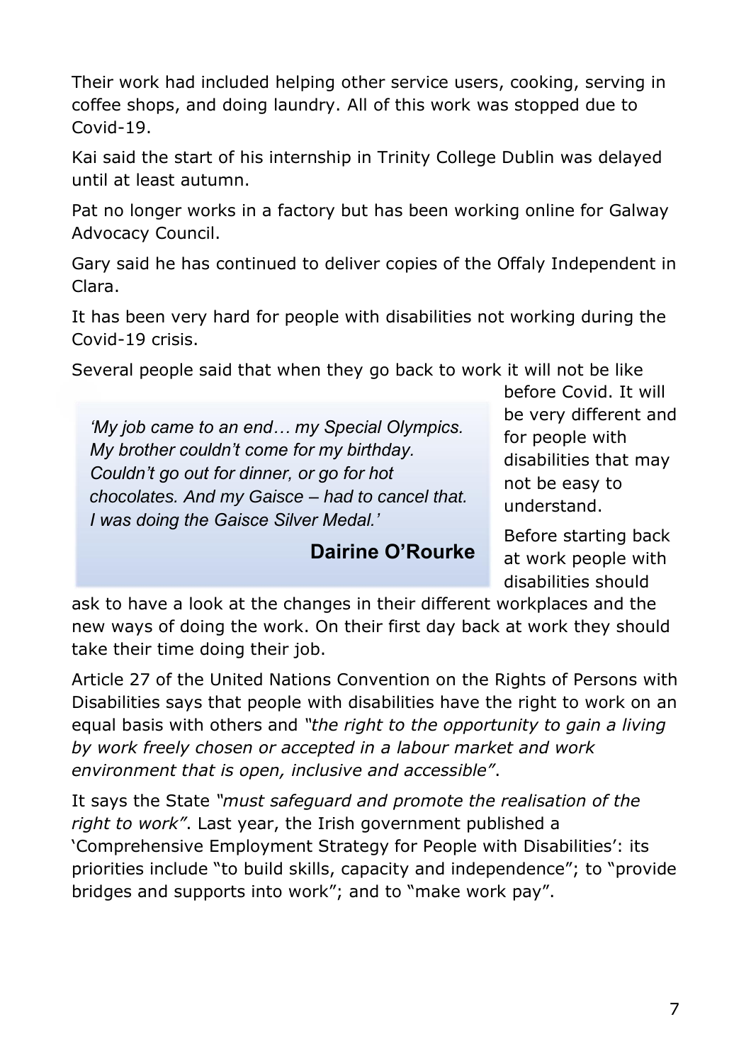Their work had included helping other service users, cooking, serving in coffee shops, and doing laundry. All of this work was stopped due to Covid-19.

Kai said the start of his internship in Trinity College Dublin was delayed until at least autumn.

Pat no longer works in a factory but has been working online for Galway Advocacy Council.

Gary said he has continued to deliver copies of the Offaly Independent in Clara.

It has been very hard for people with disabilities not working during the Covid-19 crisis.

Several people said that when they go back to work it will not be like before Covid. It will be very different and for people with disabilities that may not be easy to understand.

> *'My job came to an end… my Special Olympics. My brother couldn't come for my birthday. Couldn't go out for dinner, or go for hot chocolates. And my Gaisce – had to cancel that. I was doing the Gaisce Silver Medal.'*
>
> **Dairine O'Rourke**

Before starting back at work people with disabilities should ask to have a look at the changes in their different workplaces and the new ways of doing the work. On their first day back at work they should take their time doing their job.

Article 27 of the United Nations Convention on the Rights of Persons with Disabilities says that people with disabilities have the right to work on an equal basis with others and *"the right to the opportunity to gain a living by work freely chosen or accepted in a labour market and work environment that is open, inclusive and accessible"*.

It says the State *"must safeguard and promote the realisation of the right to work"*. Last year, the Irish government published a 'Comprehensive Employment Strategy for People with Disabilities': its priorities include "to build skills, capacity and independence"; to "provide bridges and supports into work"; and to "make work pay".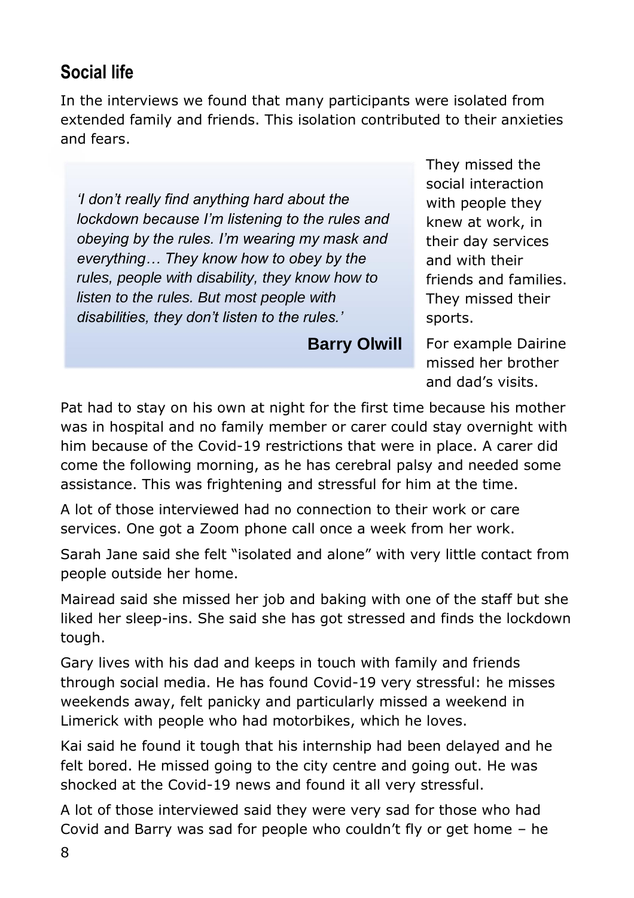## Social life

In the interviews we found that many participants were isolated from extended family and friends. This isolation contributed to their anxieties and fears.

> *'I don't really find anything hard about the lockdown because I'm listening to the rules and obeying by the rules. I'm wearing my mask and everything… They know how to obey by the rules, people with disability, they know how to listen to the rules. But most people with disabilities, they don't listen to the rules.'*
>
> **Barry Olwill**

They missed the social interaction with people they knew at work, in their day services and with their friends and families. They missed their sports.

For example Dairine missed her brother and dad's visits.

Pat had to stay on his own at night for the first time because his mother was in hospital and no family member or carer could stay overnight with him because of the Covid-19 restrictions that were in place. A carer did come the following morning, as he has cerebral palsy and needed some assistance. This was frightening and stressful for him at the time.

A lot of those interviewed had no connection to their work or care services. One got a Zoom phone call once a week from her work.

Sarah Jane said she felt "isolated and alone" with very little contact from people outside her home.

Mairead said she missed her job and baking with one of the staff but she liked her sleep-ins. She said she has got stressed and finds the lockdown tough.

Gary lives with his dad and keeps in touch with family and friends through social media. He has found Covid-19 very stressful: he misses weekends away, felt panicky and particularly missed a weekend in Limerick with people who had motorbikes, which he loves.

Kai said he found it tough that his internship had been delayed and he felt bored. He missed going to the city centre and going out. He was shocked at the Covid-19 news and found it all very stressful.

A lot of those interviewed said they were very sad for those who had Covid and Barry was sad for people who couldn't fly or get home – he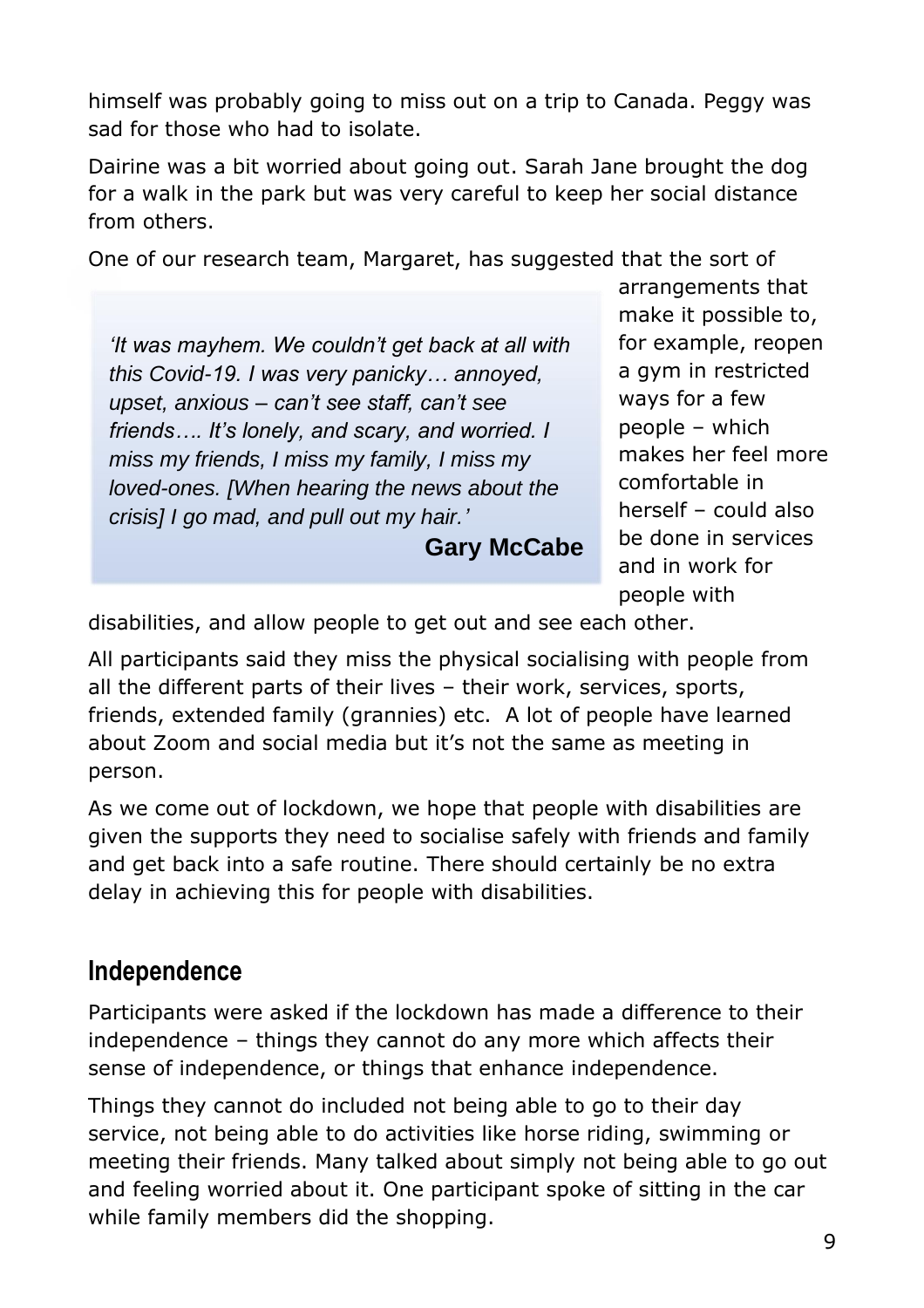himself was probably going to miss out on a trip to Canada. Peggy was sad for those who had to isolate.

Dairine was a bit worried about going out. Sarah Jane brought the dog for a walk in the park but was very careful to keep her social distance from others.

One of our research team, Margaret, has suggested that the sort of arrangements that make it possible to, for example, reopen a gym in restricted ways for a few people – which makes her feel more comfortable in herself – could also be done in services and in work for people with disabilities, and allow people to get out and see each other.

> *'It was mayhem. We couldn't get back at all with this Covid-19. I was very panicky… annoyed, upset, anxious – can't see staff, can't see friends…. It's lonely, and scary, and worried. I miss my friends, I miss my family, I miss my loved-ones. [When hearing the news about the crisis] I go mad, and pull out my hair.'*
>
> **Gary McCabe**

All participants said they miss the physical socialising with people from all the different parts of their lives – their work, services, sports, friends, extended family (grannies) etc. A lot of people have learned about Zoom and social media but it's not the same as meeting in person.

As we come out of lockdown, we hope that people with disabilities are given the supports they need to socialise safely with friends and family and get back into a safe routine. There should certainly be no extra delay in achieving this for people with disabilities.

## Independence

Participants were asked if the lockdown has made a difference to their independence – things they cannot do any more which affects their sense of independence, or things that enhance independence.

Things they cannot do included not being able to go to their day service, not being able to do activities like horse riding, swimming or meeting their friends. Many talked about simply not being able to go out and feeling worried about it. One participant spoke of sitting in the car while family members did the shopping.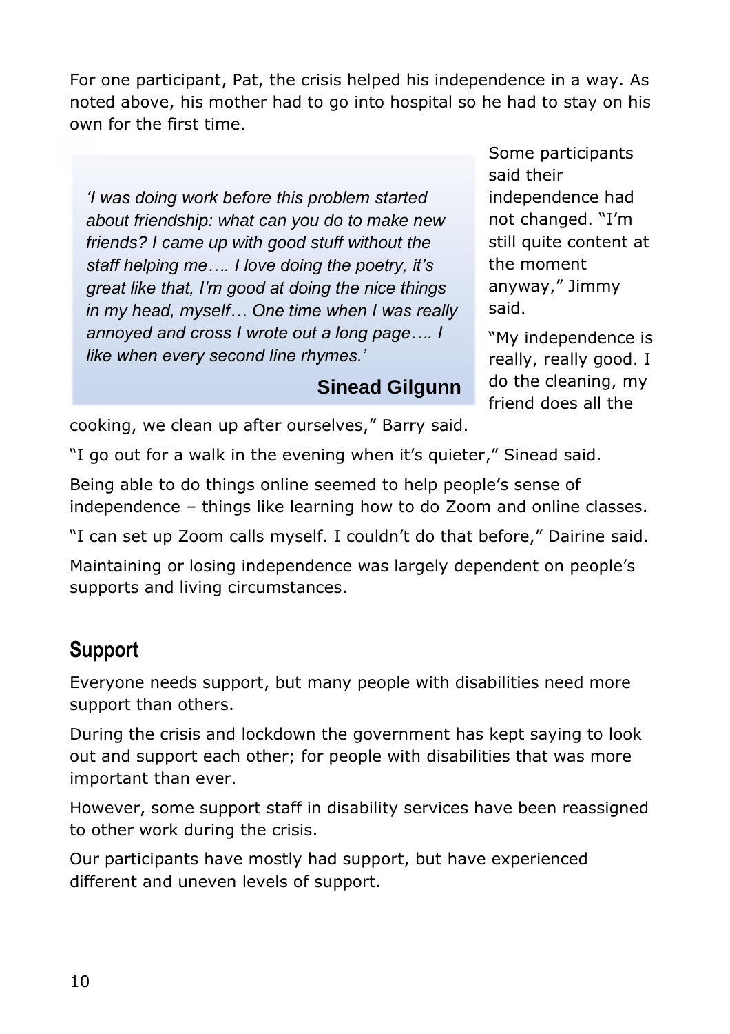For one participant, Pat, the crisis helped his independence in a way. As noted above, his mother had to go into hospital so he had to stay on his own for the first time.

> *'I was doing work before this problem started about friendship: what can you do to make new friends? I came up with good stuff without the staff helping me…. I love doing the poetry, it's great like that, I'm good at doing the nice things in my head, myself… One time when I was really annoyed and cross I wrote out a long page…. I like when every second line rhymes.'*
>
> **Sinead Gilgunn**

Some participants said their independence had not changed. "I'm still quite content at the moment anyway," Jimmy said.

"My independence is really, really good. I do the cleaning, my friend does all the cooking, we clean up after ourselves," Barry said.

"I go out for a walk in the evening when it's quieter," Sinead said.

Being able to do things online seemed to help people's sense of independence – things like learning how to do Zoom and online classes.

"I can set up Zoom calls myself. I couldn't do that before," Dairine said.

Maintaining or losing independence was largely dependent on people's supports and living circumstances.

## Support

Everyone needs support, but many people with disabilities need more support than others.

During the crisis and lockdown the government has kept saying to look out and support each other; for people with disabilities that was more important than ever.

However, some support staff in disability services have been reassigned to other work during the crisis.

Our participants have mostly had support, but have experienced different and uneven levels of support.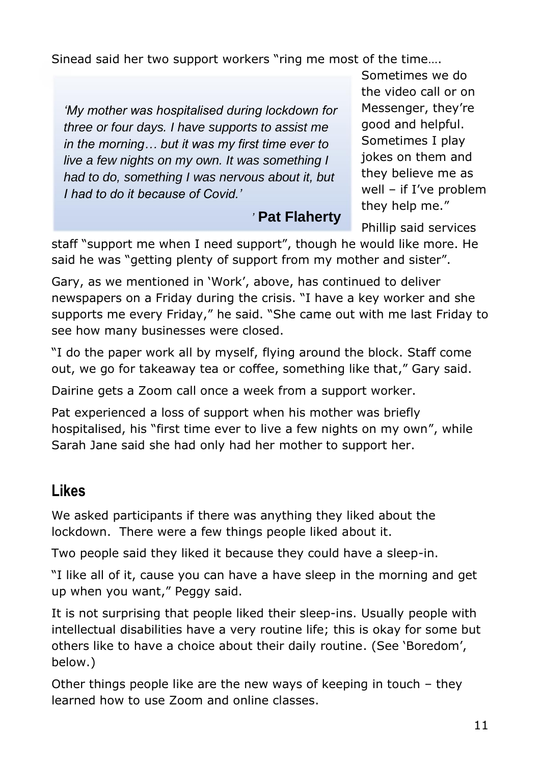Sinead said her two support workers "ring me most of the time…. Sometimes we do the video call or on Messenger, they're good and helpful. Sometimes I play jokes on them and they believe me as well – if I've problem they help me."

> *'My mother was hospitalised during lockdown for three or four days. I have supports to assist me in the morning… but it was my first time ever to live a few nights on my own. It was something I had to do, something I was nervous about it, but I had to do it because of Covid.'*
>
> **Pat Flaherty**

Phillip said services staff "support me when I need support", though he would like more. He said he was "getting plenty of support from my mother and sister".

Gary, as we mentioned in 'Work', above, has continued to deliver newspapers on a Friday during the crisis. "I have a key worker and she supports me every Friday," he said. "She came out with me last Friday to see how many businesses were closed.

"I do the paper work all by myself, flying around the block. Staff come out, we go for takeaway tea or coffee, something like that," Gary said.

Dairine gets a Zoom call once a week from a support worker.

Pat experienced a loss of support when his mother was briefly hospitalised, his "first time ever to live a few nights on my own", while Sarah Jane said she had only had her mother to support her.

## Likes

We asked participants if there was anything they liked about the lockdown. There were a few things people liked about it.

Two people said they liked it because they could have a sleep-in.

"I like all of it, cause you can have a have sleep in the morning and get up when you want," Peggy said.

It is not surprising that people liked their sleep-ins. Usually people with intellectual disabilities have a very routine life; this is okay for some but others like to have a choice about their daily routine. (See 'Boredom', below.)

Other things people like are the new ways of keeping in touch – they learned how to use Zoom and online classes.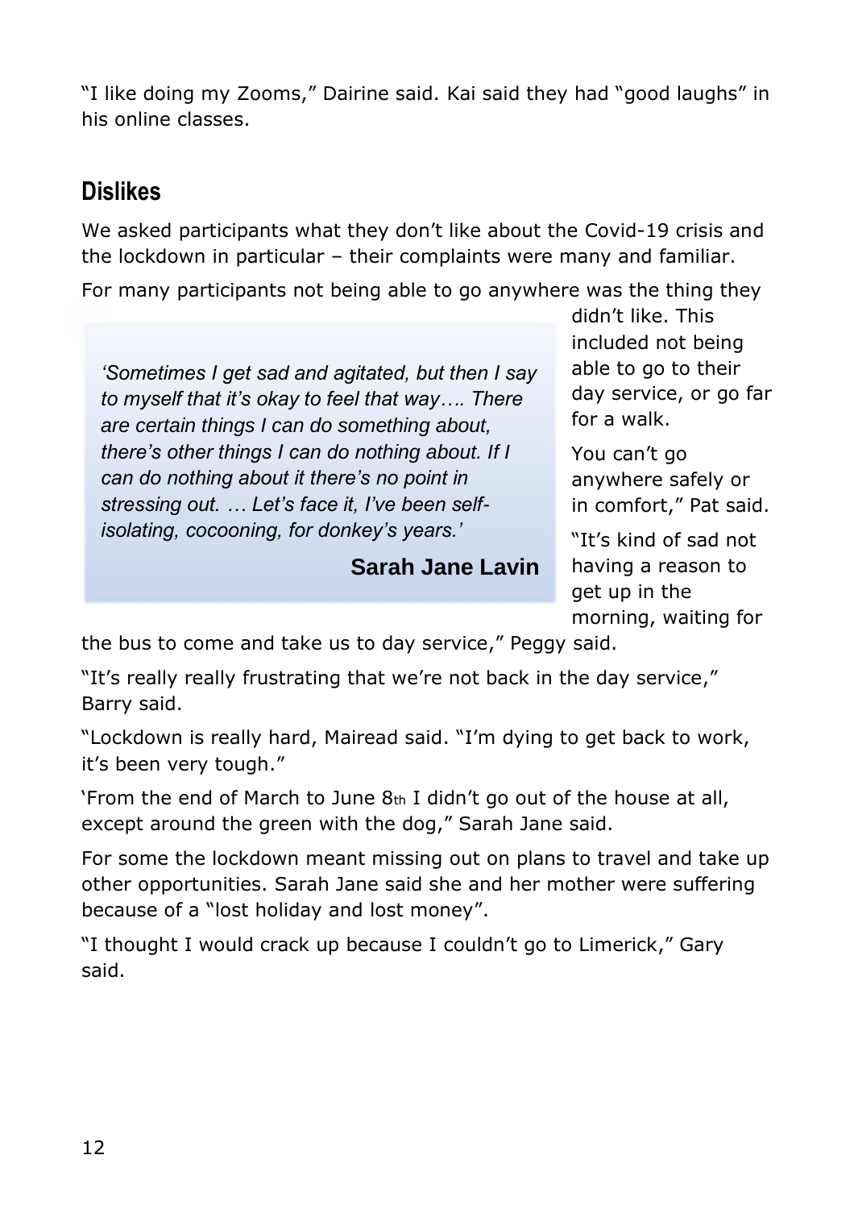"I like doing my Zooms," Dairine said. Kai said they had "good laughs" in his online classes.

## Dislikes

We asked participants what they don't like about the Covid-19 crisis and the lockdown in particular – their complaints were many and familiar.

For many participants not being able to go anywhere was the thing they didn't like. This included not being able to go to their day service, or go far for a walk.

> *'Sometimes I get sad and agitated, but then I say to myself that it's okay to feel that way…. There are certain things I can do something about, there's other things I can do nothing about. If I can do nothing about it there's no point in stressing out. … Let's face it, I've been self-isolating, cocooning, for donkey's years.'*
>
> **Sarah Jane Lavin**

You can't go anywhere safely or in comfort," Pat said.

"It's kind of sad not having a reason to get up in the morning, waiting for the bus to come and take us to day service," Peggy said.

"It's really really frustrating that we're not back in the day service," Barry said.

"Lockdown is really hard, Mairead said. "I'm dying to get back to work, it's been very tough."

'From the end of March to June 8th I didn't go out of the house at all, except around the green with the dog," Sarah Jane said.

For some the lockdown meant missing out on plans to travel and take up other opportunities. Sarah Jane said she and her mother were suffering because of a "lost holiday and lost money".

"I thought I would crack up because I couldn't go to Limerick," Gary said.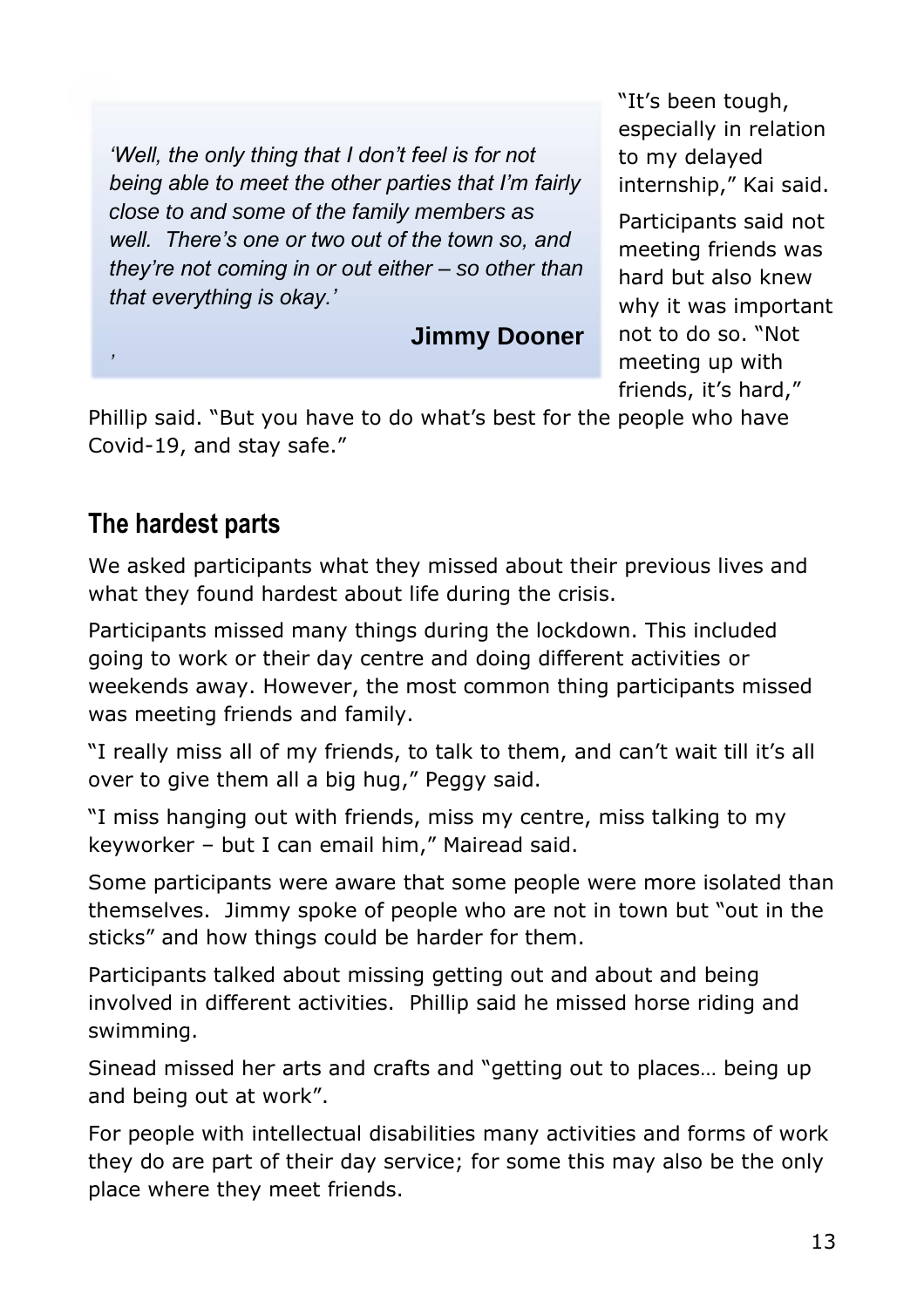> *'Well, the only thing that I don't feel is for not being able to meet the other parties that I'm fairly close to and some of the family members as well. There's one or two out of the town so, and they're not coming in or out either – so other than that everything is okay.'*
>
> **Jimmy Dooner**

"It's been tough, especially in relation to my delayed internship," Kai said.

Participants said not meeting friends was hard but also knew why it was important not to do so. "Not meeting up with friends, it's hard," Phillip said. "But you have to do what's best for the people who have Covid-19, and stay safe."

## The hardest parts

We asked participants what they missed about their previous lives and what they found hardest about life during the crisis.

Participants missed many things during the lockdown. This included going to work or their day centre and doing different activities or weekends away. However, the most common thing participants missed was meeting friends and family.

"I really miss all of my friends, to talk to them, and can't wait till it's all over to give them all a big hug," Peggy said.

"I miss hanging out with friends, miss my centre, miss talking to my keyworker – but I can email him," Mairead said.

Some participants were aware that some people were more isolated than themselves. Jimmy spoke of people who are not in town but "out in the sticks" and how things could be harder for them.

Participants talked about missing getting out and about and being involved in different activities. Phillip said he missed horse riding and swimming.

Sinead missed her arts and crafts and "getting out to places… being up and being out at work".

For people with intellectual disabilities many activities and forms of work they do are part of their day service; for some this may also be the only place where they meet friends.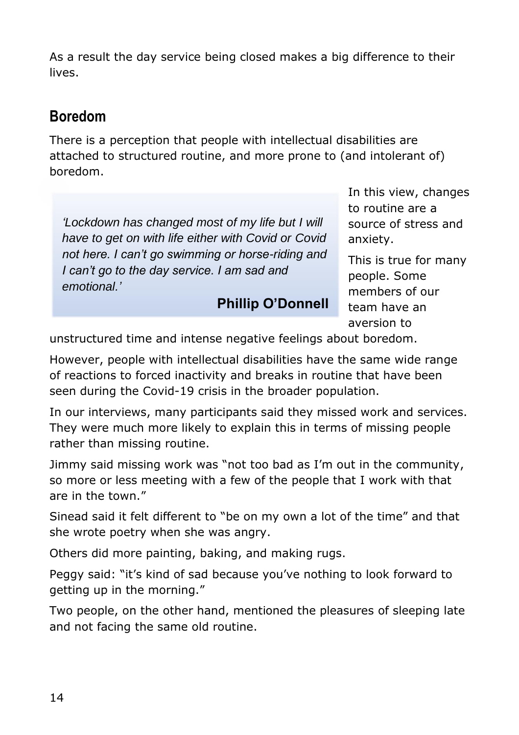As a result the day service being closed makes a big difference to their lives.

## Boredom

There is a perception that people with intellectual disabilities are attached to structured routine, and more prone to (and intolerant of) boredom.

> *'Lockdown has changed most of my life but I will have to get on with life either with Covid or Covid not here. I can't go swimming or horse-riding and I can't go to the day service. I am sad and emotional.'*
>
> **Phillip O'Donnell**

In this view, changes to routine are a source of stress and anxiety.

This is true for many people. Some members of our team have an aversion to unstructured time and intense negative feelings about boredom.

However, people with intellectual disabilities have the same wide range of reactions to forced inactivity and breaks in routine that have been seen during the Covid-19 crisis in the broader population.

In our interviews, many participants said they missed work and services. They were much more likely to explain this in terms of missing people rather than missing routine.

Jimmy said missing work was "not too bad as I'm out in the community, so more or less meeting with a few of the people that I work with that are in the town."

Sinead said it felt different to "be on my own a lot of the time" and that she wrote poetry when she was angry.

Others did more painting, baking, and making rugs.

Peggy said: "it's kind of sad because you've nothing to look forward to getting up in the morning."

Two people, on the other hand, mentioned the pleasures of sleeping late and not facing the same old routine.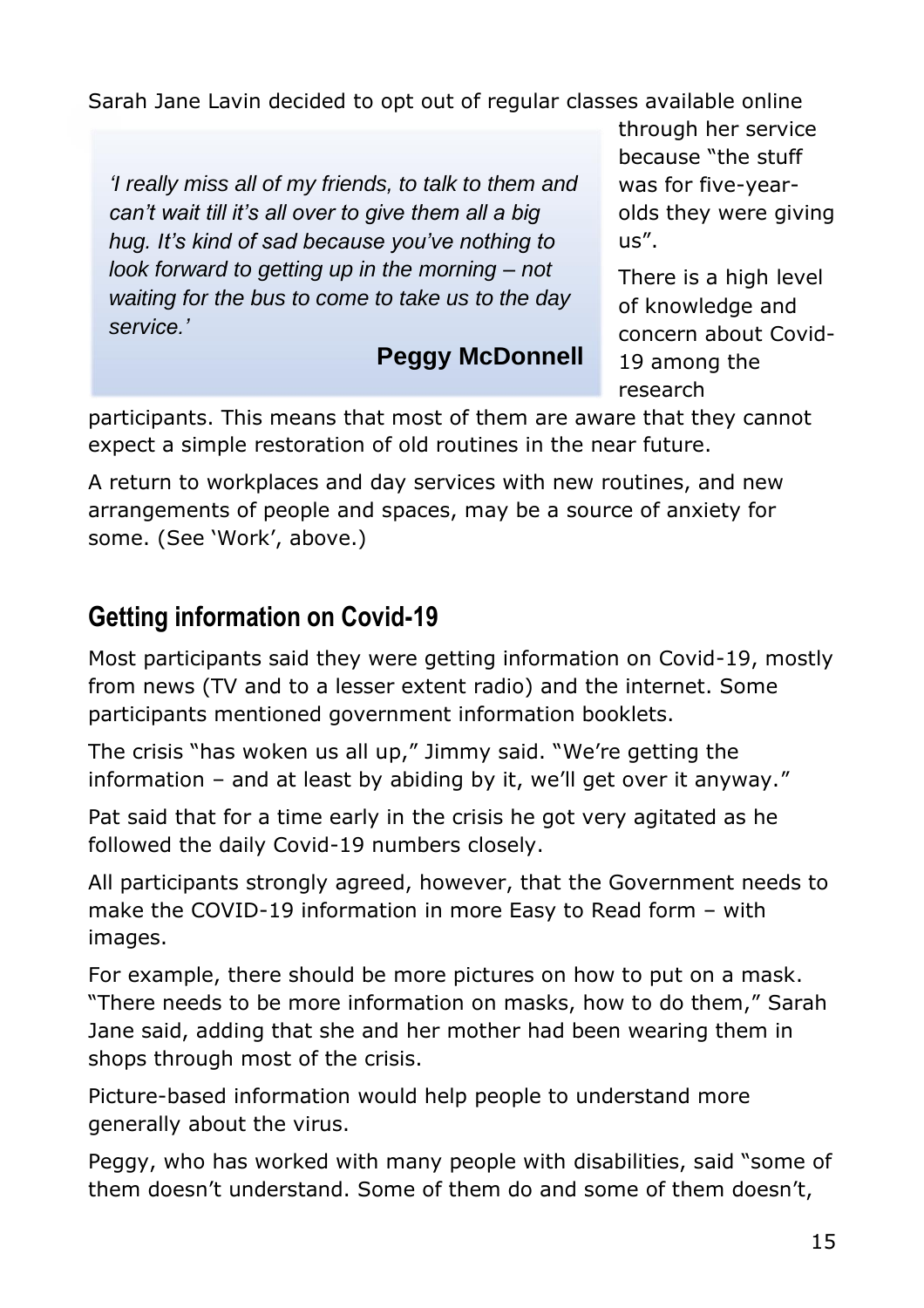Sarah Jane Lavin decided to opt out of regular classes available online through her service because "the stuff was for five-year-olds they were giving us".

> *'I really miss all of my friends, to talk to them and can't wait till it's all over to give them all a big hug. It's kind of sad because you've nothing to look forward to getting up in the morning – not waiting for the bus to come to take us to the day service.'*
>
> **Peggy McDonnell**

There is a high level of knowledge and concern about Covid-19 among the research participants. This means that most of them are aware that they cannot expect a simple restoration of old routines in the near future.

A return to workplaces and day services with new routines, and new arrangements of people and spaces, may be a source of anxiety for some. (See 'Work', above.)

## Getting information on Covid-19

Most participants said they were getting information on Covid-19, mostly from news (TV and to a lesser extent radio) and the internet. Some participants mentioned government information booklets.

The crisis "has woken us all up," Jimmy said. "We're getting the information – and at least by abiding by it, we'll get over it anyway."

Pat said that for a time early in the crisis he got very agitated as he followed the daily Covid-19 numbers closely.

All participants strongly agreed, however, that the Government needs to make the COVID-19 information in more Easy to Read form – with images.

For example, there should be more pictures on how to put on a mask. "There needs to be more information on masks, how to do them," Sarah Jane said, adding that she and her mother had been wearing them in shops through most of the crisis.

Picture-based information would help people to understand more generally about the virus.

Peggy, who has worked with many people with disabilities, said "some of them doesn't understand. Some of them do and some of them doesn't,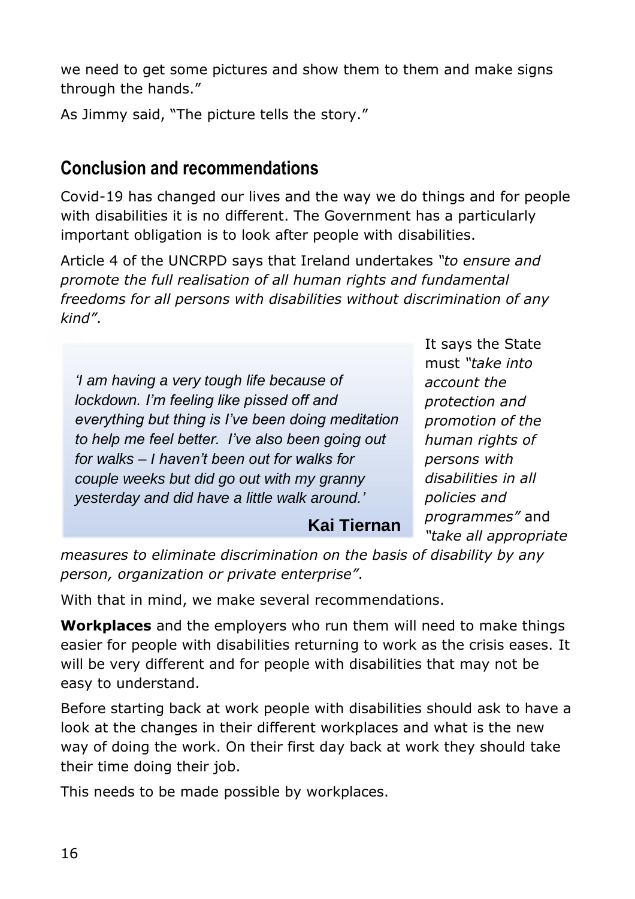we need to get some pictures and show them to them and make signs through the hands."

As Jimmy said, "The picture tells the story."

## Conclusion and recommendations

Covid-19 has changed our lives and the way we do things and for people with disabilities it is no different. The Government has a particularly important obligation is to look after people with disabilities.

Article 4 of the UNCRPD says that Ireland undertakes *"to ensure and promote the full realisation of all human rights and fundamental freedoms for all persons with disabilities without discrimination of any kind"*.

> *'I am having a very tough life because of lockdown. I'm feeling like pissed off and everything but thing is I've been doing meditation to help me feel better. I've also been going out for walks – I haven't been out for walks for couple weeks but did go out with my granny yesterday and did have a little walk around.'*
>
> **Kai Tiernan**

It says the State must *"take into account the protection and promotion of the human rights of persons with disabilities in all policies and programmes"* and *"take all appropriate measures to eliminate discrimination on the basis of disability by any person, organization or private enterprise"*.

With that in mind, we make several recommendations.

**Workplaces** and the employers who run them will need to make things easier for people with disabilities returning to work as the crisis eases. It will be very different and for people with disabilities that may not be easy to understand.

Before starting back at work people with disabilities should ask to have a look at the changes in their different workplaces and what is the new way of doing the work. On their first day back at work they should take their time doing their job.

This needs to be made possible by workplaces.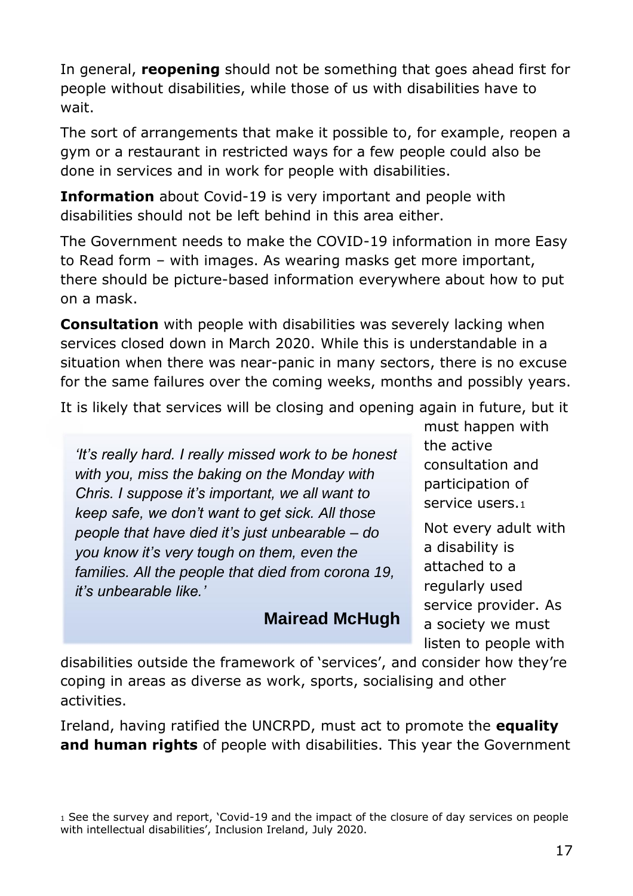In general, **reopening** should not be something that goes ahead first for people without disabilities, while those of us with disabilities have to wait.

The sort of arrangements that make it possible to, for example, reopen a gym or a restaurant in restricted ways for a few people could also be done in services and in work for people with disabilities.

**Information** about Covid-19 is very important and people with disabilities should not be left behind in this area either.

The Government needs to make the COVID-19 information in more Easy to Read form – with images. As wearing masks get more important, there should be picture-based information everywhere about how to put on a mask.

**Consultation** with people with disabilities was severely lacking when services closed down in March 2020. While this is understandable in a situation when there was near-panic in many sectors, there is no excuse for the same failures over the coming weeks, months and possibly years.

It is likely that services will be closing and opening again in future, but it must happen with the active consultation and participation of service users.[1]

> *'It's really hard. I really missed work to be honest with you, miss the baking on the Monday with Chris. I suppose it's important, we all want to keep safe, we don't want to get sick. All those people that have died it's just unbearable – do you know it's very tough on them, even the families. All the people that died from corona 19, it's unbearable like.'*
>
> **Mairead McHugh**

Not every adult with a disability is attached to a regularly used service provider. As a society we must listen to people with disabilities outside the framework of 'services', and consider how they're coping in areas as diverse as work, sports, socialising and other activities.

Ireland, having ratified the UNCRPD, must act to promote the **equality and human rights** of people with disabilities. This year the Government

[1] See the survey and report, 'Covid-19 and the impact of the closure of day services on people with intellectual disabilities', Inclusion Ireland, July 2020.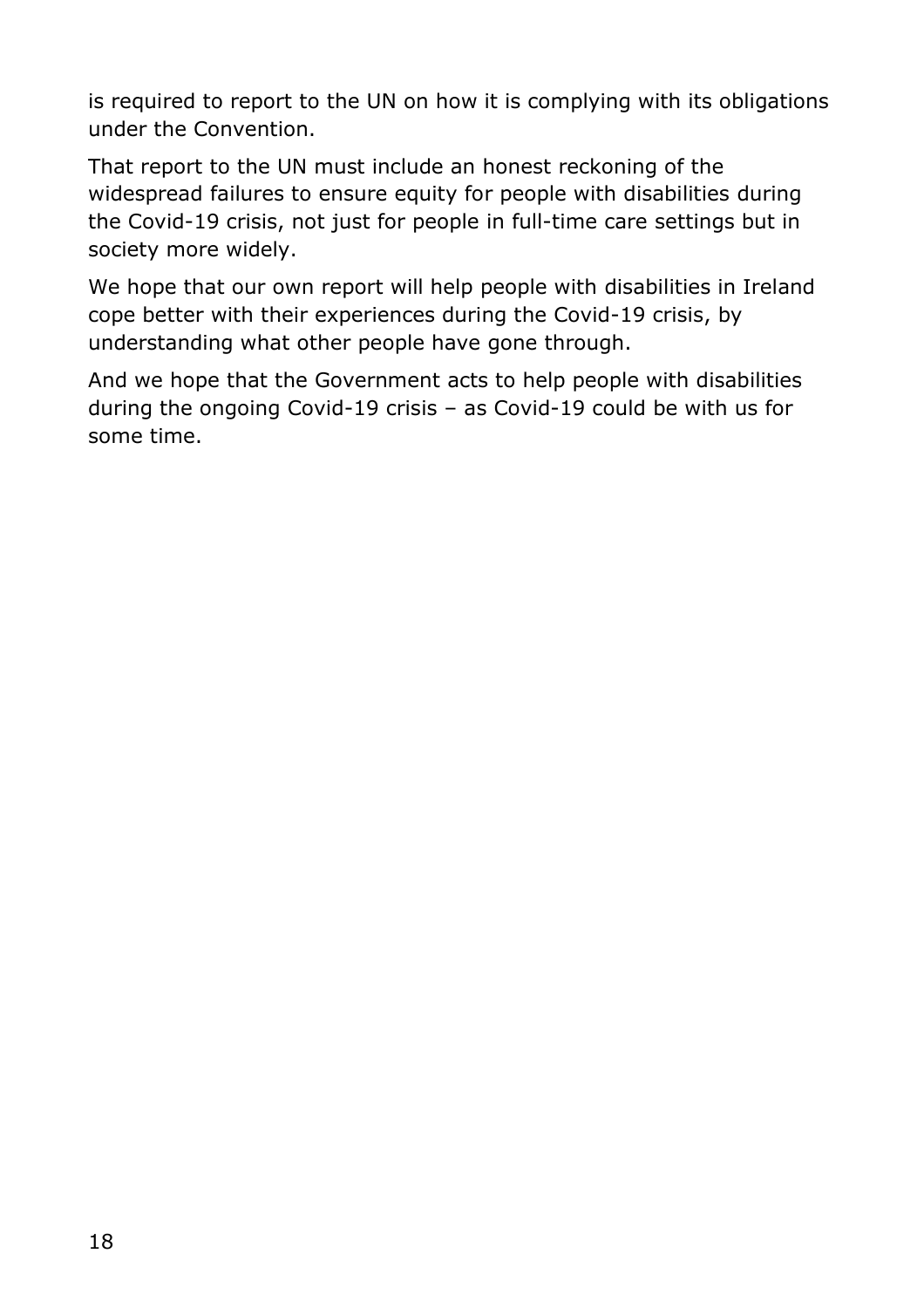is required to report to the UN on how it is complying with its obligations under the Convention.

That report to the UN must include an honest reckoning of the widespread failures to ensure equity for people with disabilities during the Covid-19 crisis, not just for people in full-time care settings but in society more widely.

We hope that our own report will help people with disabilities in Ireland cope better with their experiences during the Covid-19 crisis, by understanding what other people have gone through.

And we hope that the Government acts to help people with disabilities during the ongoing Covid-19 crisis – as Covid-19 could be with us for some time.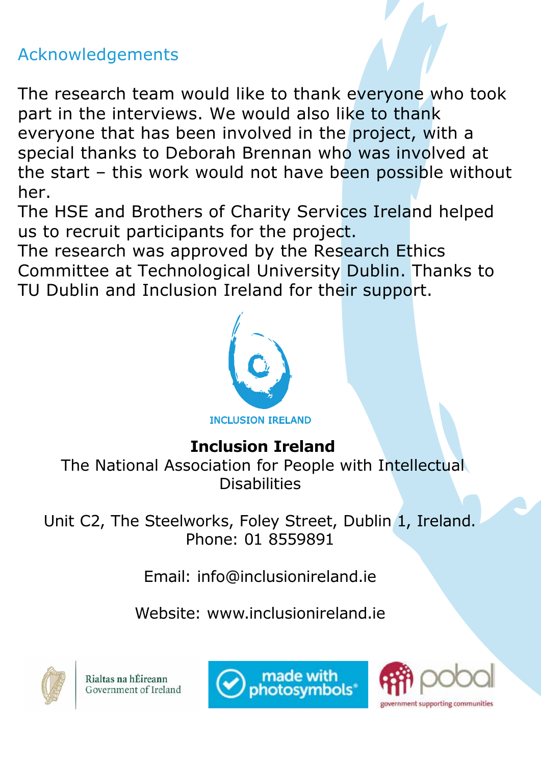## Acknowledgements

The research team would like to thank everyone who took part in the interviews. We would also like to thank everyone that has been involved in the project, with a special thanks to Deborah Brennan who was involved at the start – this work would not have been possible without her.

The HSE and Brothers of Charity Services Ireland helped us to recruit participants for the project.

The research was approved by the Research Ethics Committee at Technological University Dublin. Thanks to TU Dublin and Inclusion Ireland for their support.

INCLUSION IRELAND

**Inclusion Ireland**

The National Association for People with Intellectual Disabilities

Unit C2, The Steelworks, Foley Street, Dublin 1, Ireland.
Phone: 01 8559891

Email: info@inclusionireland.ie

Website: www.inclusionireland.ie

Rialtas na hÉireann
Government of Ireland

made with photosymbols®

pobal
government supporting communities